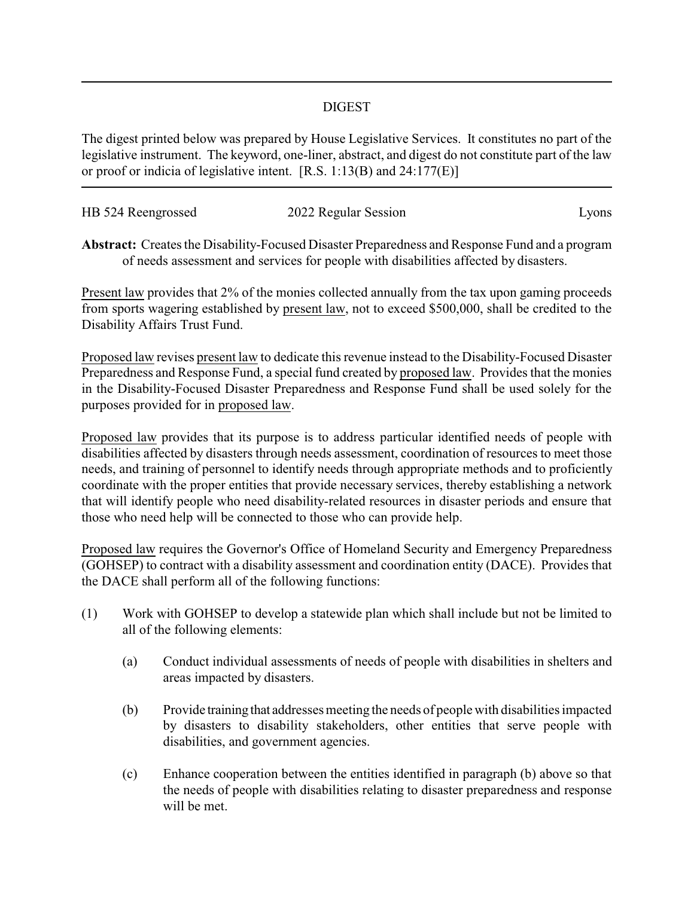## DIGEST

The digest printed below was prepared by House Legislative Services. It constitutes no part of the legislative instrument. The keyword, one-liner, abstract, and digest do not constitute part of the law or proof or indicia of legislative intent. [R.S. 1:13(B) and 24:177(E)]

---

HB 524 Reengrossed | 2022 Regular Session | Lyons

**Abstract:** Creates the Disability-Focused Disaster Preparedness and Response Fund and a program of needs assessment and services for people with disabilities affected by disasters.

Present law provides that 2% of the monies collected annually from the tax upon gaming proceeds from sports wagering established by present law, not to exceed $500,000, shall be credited to the Disability Affairs Trust Fund.

Proposed law revises present law to dedicate this revenue instead to the Disability-Focused Disaster Preparedness and Response Fund, a special fund created by proposed law. Provides that the monies in the Disability-Focused Disaster Preparedness and Response Fund shall be used solely for the purposes provided for in proposed law.

Proposed law provides that its purpose is to address particular identified needs of people with disabilities affected by disasters through needs assessment, coordination of resources to meet those needs, and training of personnel to identify needs through appropriate methods and to proficiently coordinate with the proper entities that provide necessary services, thereby establishing a network that will identify people who need disability-related resources in disaster periods and ensure that those who need help will be connected to those who can provide help.

Proposed law requires the Governor's Office of Homeland Security and Emergency Preparedness (GOHSEP) to contract with a disability assessment and coordination entity (DACE). Provides that the DACE shall perform all of the following functions:

(1) Work with GOHSEP to develop a statewide plan which shall include but not be limited to all of the following elements:

   (a) Conduct individual assessments of needs of people with disabilities in shelters and areas impacted by disasters.

   (b) Provide training that addresses meeting the needs of people with disabilities impacted by disasters to disability stakeholders, other entities that serve people with disabilities, and government agencies.

   (c) Enhance cooperation between the entities identified in paragraph (b) above so that the needs of people with disabilities relating to disaster preparedness and response will be met.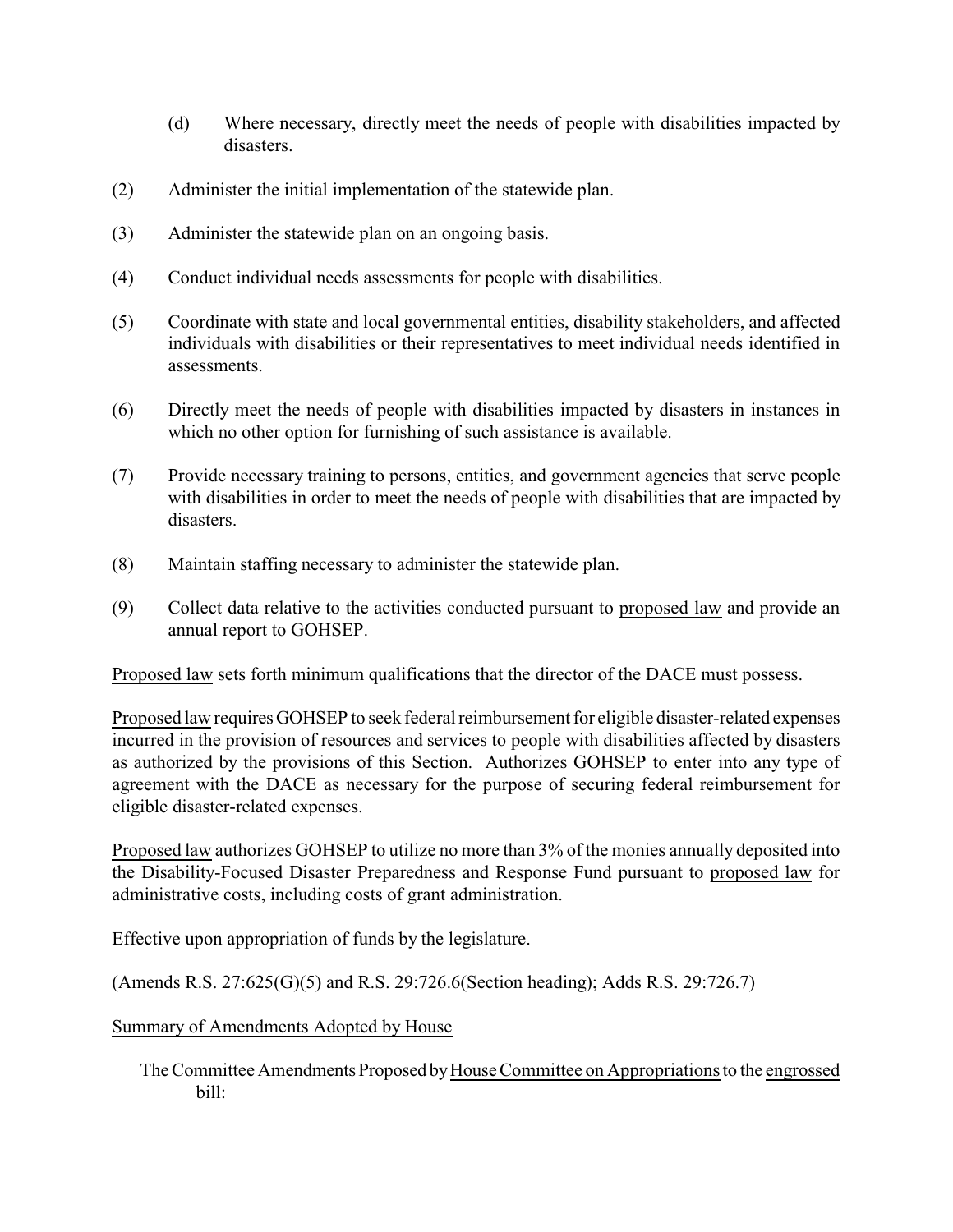(d) Where necessary, directly meet the needs of people with disabilities impacted by disasters.

(2) Administer the initial implementation of the statewide plan.

(3) Administer the statewide plan on an ongoing basis.

(4) Conduct individual needs assessments for people with disabilities.

(5) Coordinate with state and local governmental entities, disability stakeholders, and affected individuals with disabilities or their representatives to meet individual needs identified in assessments.

(6) Directly meet the needs of people with disabilities impacted by disasters in instances in which no other option for furnishing of such assistance is available.

(7) Provide necessary training to persons, entities, and government agencies that serve people with disabilities in order to meet the needs of people with disabilities that are impacted by disasters.

(8) Maintain staffing necessary to administer the statewide plan.

(9) Collect data relative to the activities conducted pursuant to proposed law and provide an annual report to GOHSEP.

Proposed law sets forth minimum qualifications that the director of the DACE must possess.

Proposed law requires GOHSEP to seek federal reimbursement for eligible disaster-related expenses incurred in the provision of resources and services to people with disabilities affected by disasters as authorized by the provisions of this Section. Authorizes GOHSEP to enter into any type of agreement with the DACE as necessary for the purpose of securing federal reimbursement for eligible disaster-related expenses.

Proposed law authorizes GOHSEP to utilize no more than 3% of the monies annually deposited into the Disability-Focused Disaster Preparedness and Response Fund pursuant to proposed law for administrative costs, including costs of grant administration.

Effective upon appropriation of funds by the legislature.

(Amends R.S. 27:625(G)(5) and R.S. 29:726.6(Section heading); Adds R.S. 29:726.7)

Summary of Amendments Adopted by House

The Committee Amendments Proposed by House Committee on Appropriations to the engrossed bill: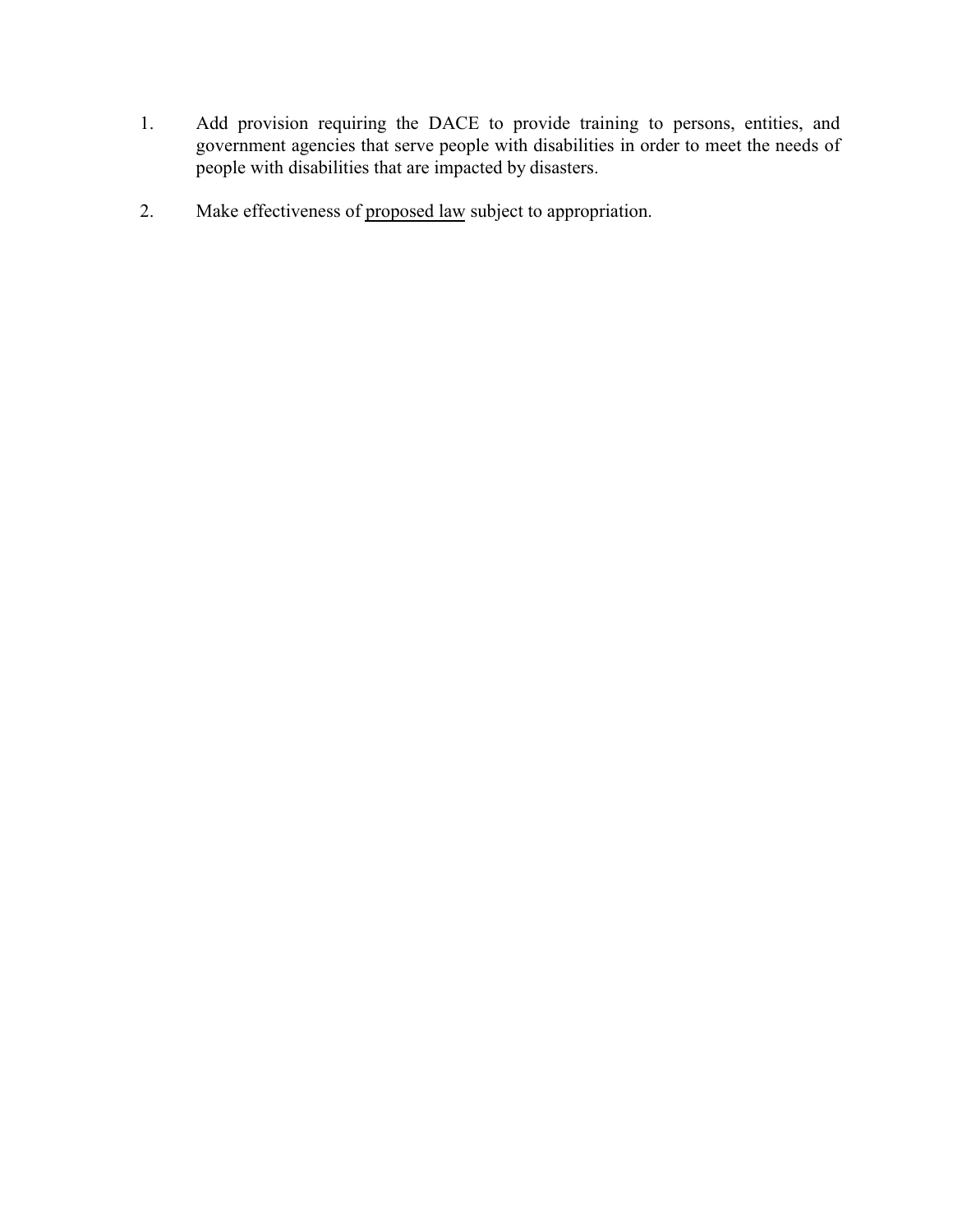1. Add provision requiring the DACE to provide training to persons, entities, and government agencies that serve people with disabilities in order to meet the needs of people with disabilities that are impacted by disasters.

2. Make effectiveness of proposed law subject to appropriation.